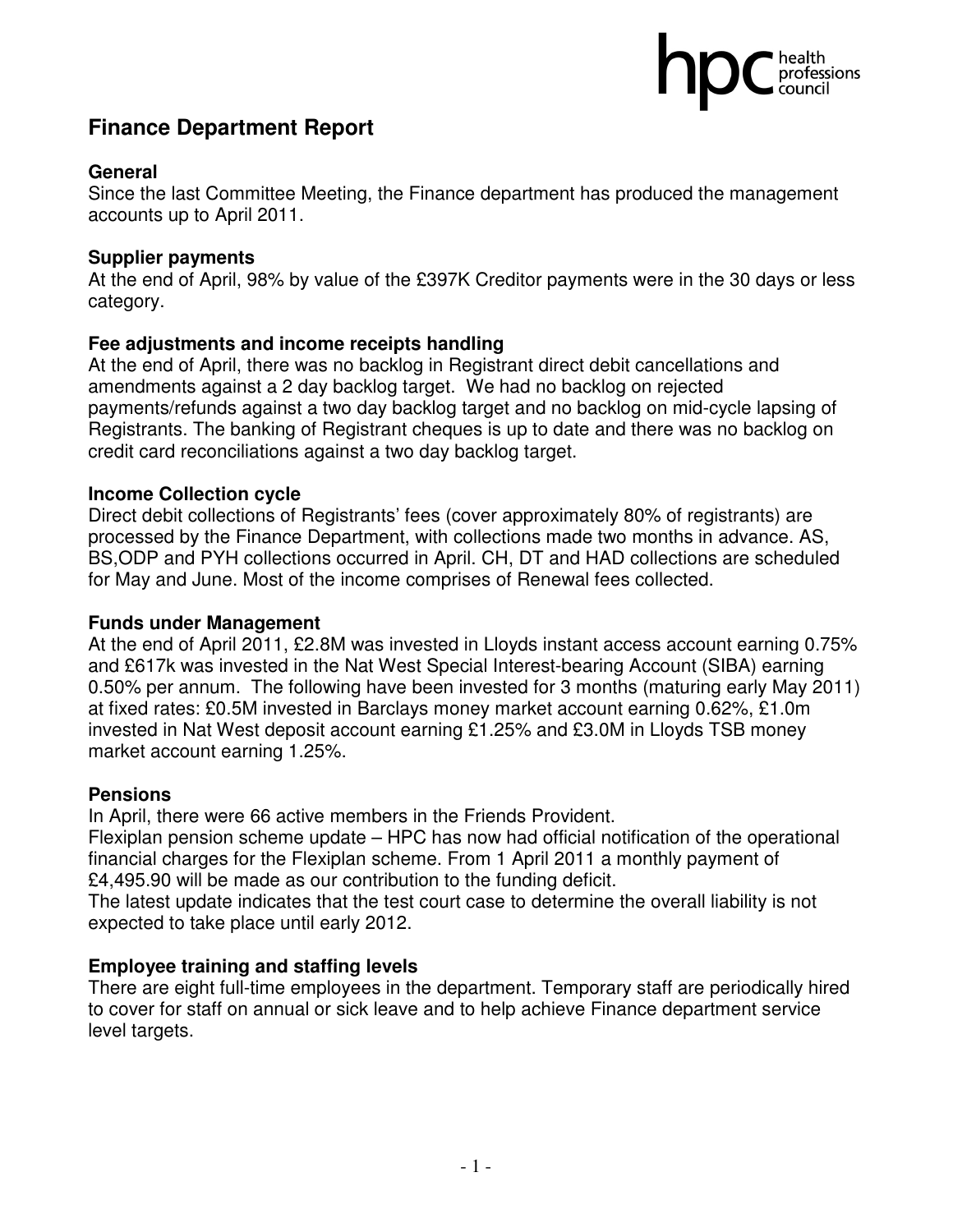# Finance Department Report

### General

Since the last Committee Meeting, the Finance department has produced the management accounts up to April 2011.

### Supplier payments

At the end of April, 98% by value of the £397K Creditor payments were in the 30 days or less category.

### Fee adjustments and income receipts handling

At the end of April, there was no backlog in Registrant direct debit cancellations and amendments against a 2 day backlog target. We had no backlog on rejected payments/refunds against a two day backlog target and no backlog on mid-cycle lapsing of Registrants. The banking of Registrant cheques is up to date and there was no backlog on credit card reconciliations against a two day backlog target.

### Income Collection cycle

Direct debit collections of Registrants' fees (cover approximately 80% of registrants) are processed by the Finance Department, with collections made two months in advance. AS, BS,ODP and PYH collections occurred in April. CH, DT and HAD collections are scheduled for May and June. Most of the income comprises of Renewal fees collected.

### Funds under Management

At the end of April 2011, £2.8M was invested in Lloyds instant access account earning 0.75% and £617k was invested in the Nat West Special Interest-bearing Account (SIBA) earning 0.50% per annum. The following have been invested for 3 months (maturing early May 2011) at fixed rates: £0.5M invested in Barclays money market account earning 0.62%, £1.0m invested in Nat West deposit account earning £1.25% and £3.0M in Lloyds TSB money market account earning 1.25%.

### Pensions

In April, there were 66 active members in the Friends Provident.

Flexiplan pension scheme update – HPC has now had official notification of the operational financial charges for the Flexiplan scheme. From 1 April 2011 a monthly payment of £4,495.90 will be made as our contribution to the funding deficit.

The latest update indicates that the test court case to determine the overall liability is not expected to take place until early 2012.

### Employee training and staffing levels

There are eight full-time employees in the department. Temporary staff are periodically hired to cover for staff on annual or sick leave and to help achieve Finance department service level targets.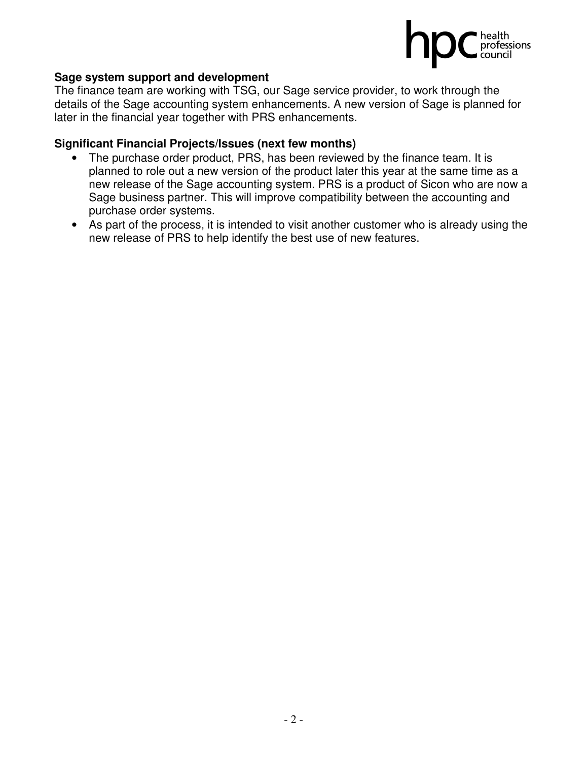**Sage system support and development**

The finance team are working with TSG, our Sage service provider, to work through the details of the Sage accounting system enhancements. A new version of Sage is planned for later in the financial year together with PRS enhancements.

**Significant Financial Projects/Issues (next few months)**

- The purchase order product, PRS, has been reviewed by the finance team. It is planned to role out a new version of the product later this year at the same time as a new release of the Sage accounting system. PRS is a product of Sicon who are now a Sage business partner. This will improve compatibility between the accounting and purchase order systems.
- As part of the process, it is intended to visit another customer who is already using the new release of PRS to help identify the best use of new features.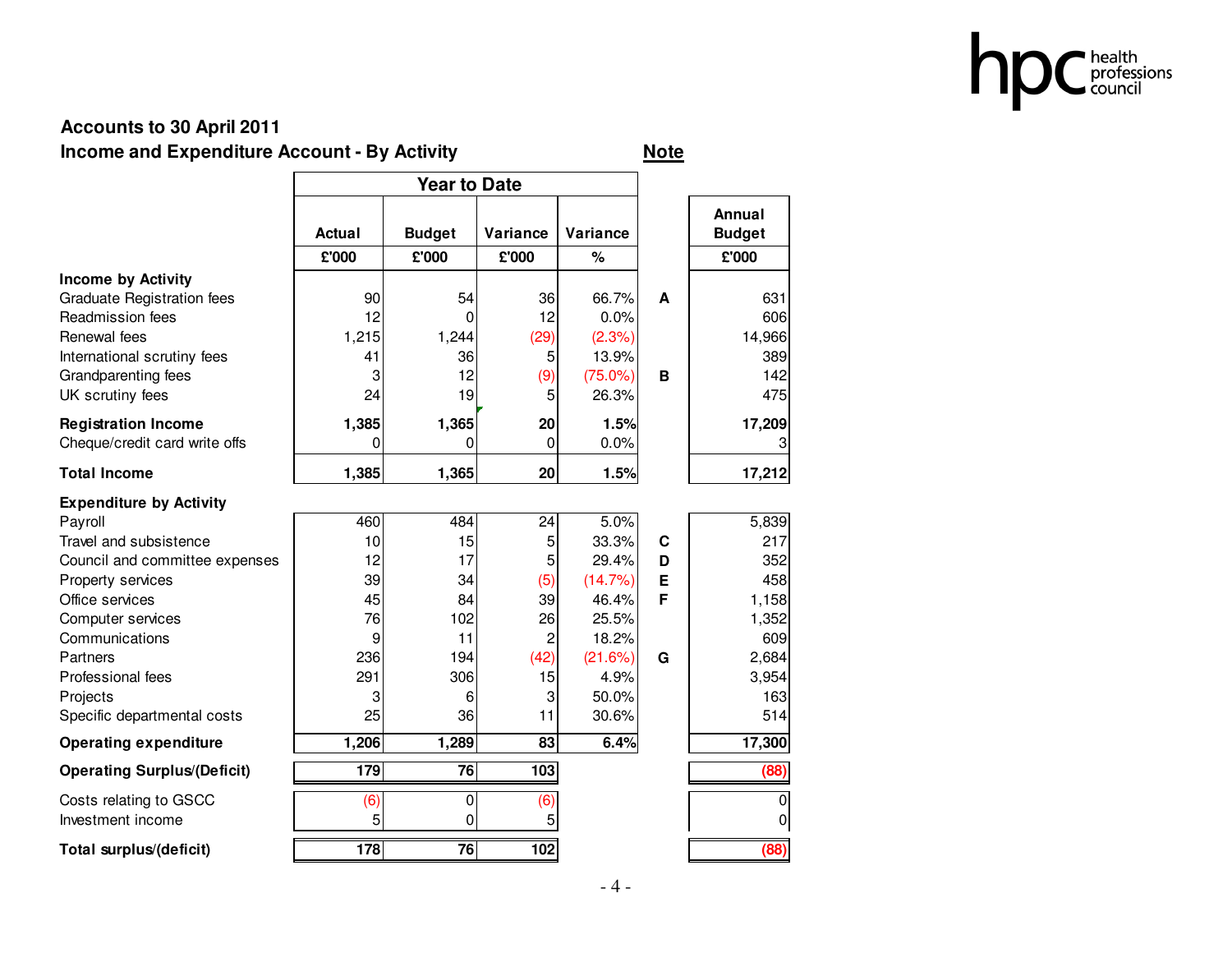## Accounts to 30 April 2011

## Income and Expenditure Account - By Activity

| | Year to Date | | | | Note | Annual Budget |
|---|---|---|---|---|---|---|
| | Actual | Budget | Variance | Variance | | |
| | £'000 | £'000 | £'000 | % | | £'000 |
| **Income by Activity** | | | | | | |
| Graduate Registration fees | 90 | 54 | 36 | 66.7% | A | 631 |
| Readmission fees | 12 | 0 | 12 | 0.0% | | 606 |
| Renewal fees | 1,215 | 1,244 | (29) | (2.3%) | | 14,966 |
| International scrutiny fees | 41 | 36 | 5 | 13.9% | | 389 |
| Grandparenting fees | 3 | 12 | (9) | (75.0%) | B | 142 |
| UK scrutiny fees | 24 | 19 | 5 | 26.3% | | 475 |
| **Registration Income** | **1,385** | **1,365** | **20** | **1.5%** | | **17,209** |
| Cheque/credit card write offs | 0 | 0 | 0 | 0.0% | | 3 |
| **Total Income** | **1,385** | **1,365** | **20** | **1.5%** | | **17,212** |
| **Expenditure by Activity** | | | | | | |
| Payroll | 460 | 484 | 24 | 5.0% | | 5,839 |
| Travel and subsistence | 10 | 15 | 5 | 33.3% | C | 217 |
| Council and committee expenses | 12 | 17 | 5 | 29.4% | D | 352 |
| Property services | 39 | 34 | (5) | (14.7%) | E | 458 |
| Office services | 45 | 84 | 39 | 46.4% | F | 1,158 |
| Computer services | 76 | 102 | 26 | 25.5% | | 1,352 |
| Communications | 9 | 11 | 2 | 18.2% | | 609 |
| Partners | 236 | 194 | (42) | (21.6%) | G | 2,684 |
| Professional fees | 291 | 306 | 15 | 4.9% | | 3,954 |
| Projects | 3 | 6 | 3 | 50.0% | | 163 |
| Specific departmental costs | 25 | 36 | 11 | 30.6% | | 514 |
| **Operating expenditure** | **1,206** | **1,289** | **83** | **6.4%** | | **17,300** |
| **Operating Surplus/(Deficit)** | **179** | **76** | **103** | | | **(88)** |
| Costs relating to GSCC | (6) | 0 | (6) | | | 0 |
| Investment income | 5 | 0 | 5 | | | 0 |
| **Total surplus/(deficit)** | **178** | **76** | **102** | | | **(88)** |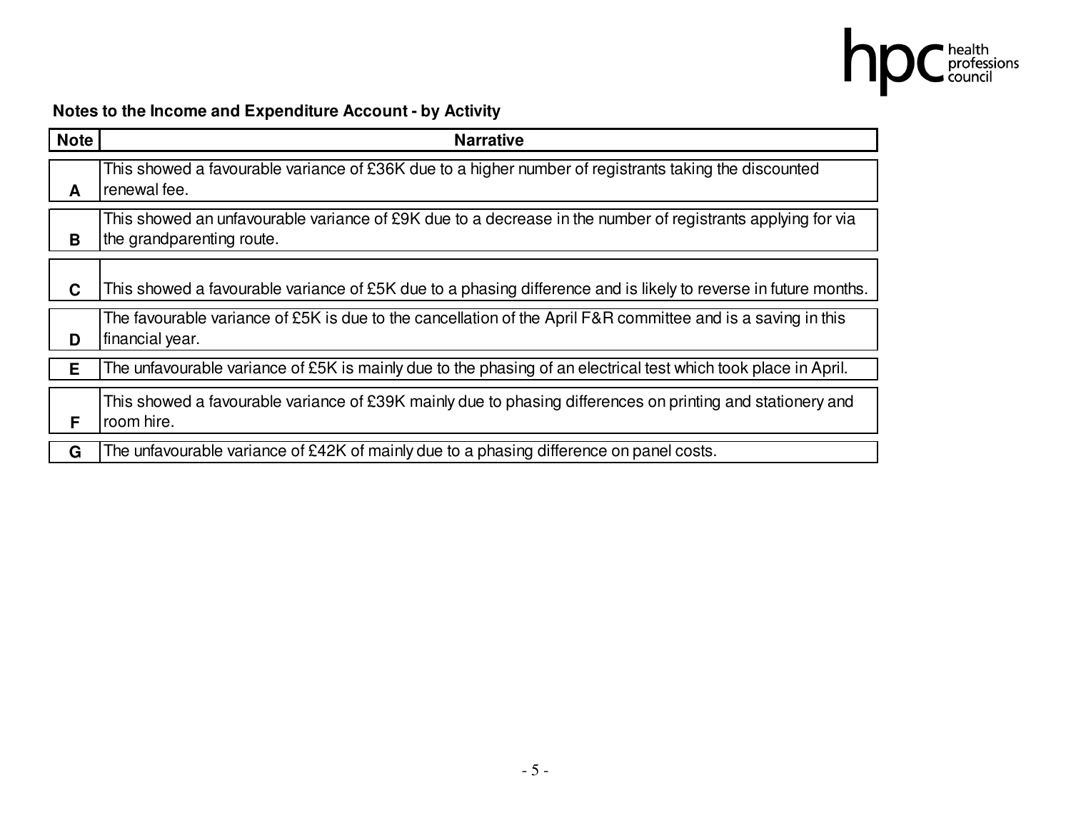## Notes to the Income and Expenditure Account - by Activity

| Note | Narrative |
|---|---|
| A | This showed a favourable variance of £36K due to a higher number of registrants taking the discounted renewal fee. |
| B | This showed an unfavourable variance of £9K due to a decrease in the number of registrants applying for via the grandparenting route. |
| C | This showed a favourable variance of £5K due to a phasing difference and is likely to reverse in future months. |
| D | The favourable variance of £5K is due to the cancellation of the April F&R committee and is a saving in this financial year. |
| E | The unfavourable variance of £5K is mainly due to the phasing of an electrical test which took place in April. |
| F | This showed a favourable variance of £39K mainly due to phasing differences on printing and stationery and room hire. |
| G | The unfavourable variance of £42K of mainly due to a phasing difference on panel costs. |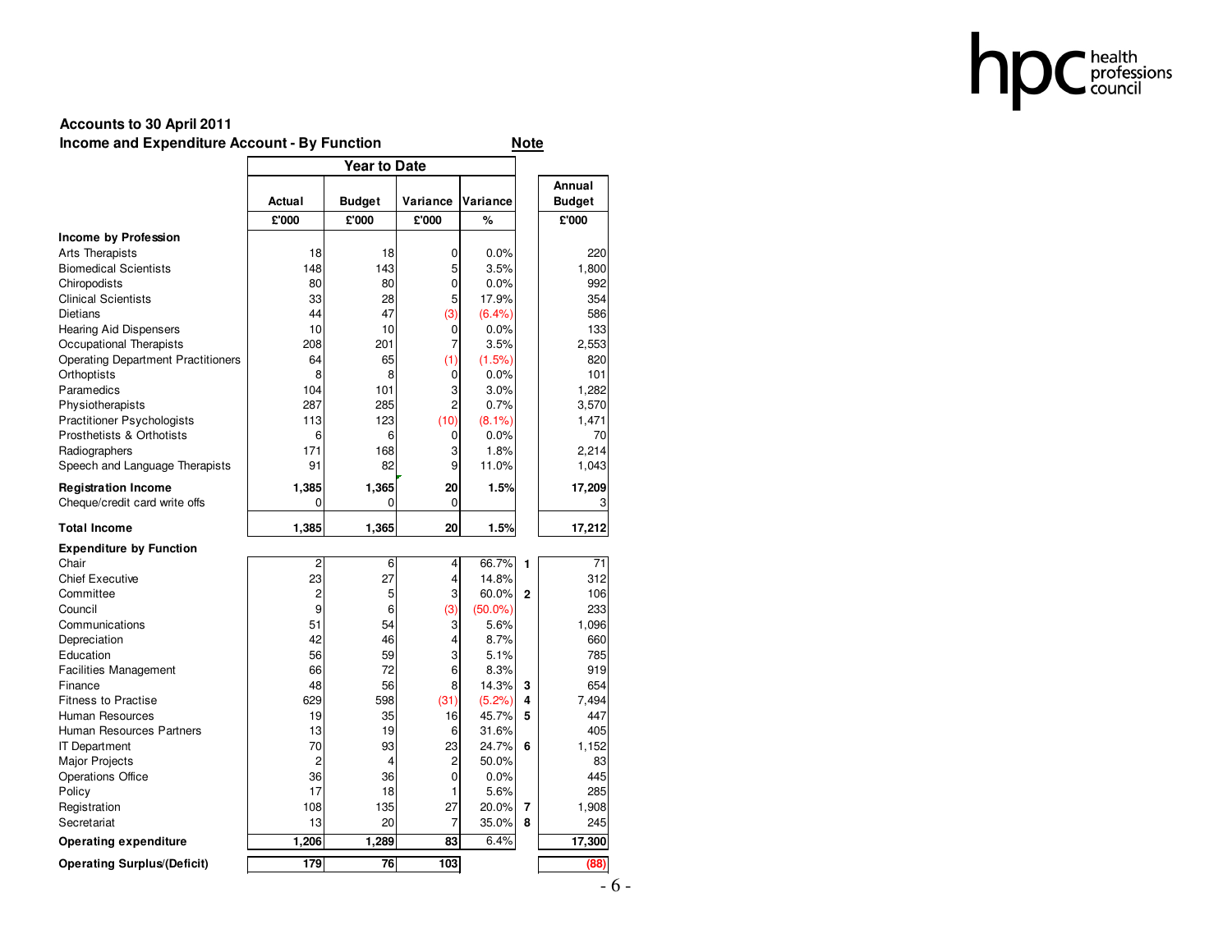**Accounts to 30 April 2011**

**Income and Expenditure Account - By Function**

| | Year to Date | | | | Note | Annual Budget |
|---|---|---|---|---|---|---|
| | Actual | Budget | Variance | Variance | | |
| | £'000 | £'000 | £'000 | % | | £'000 |
| **Income by Profession** | | | | | | |
| Arts Therapists | 18 | 18 | 0 | 0.0% | | 220 |
| Biomedical Scientists | 148 | 143 | 5 | 3.5% | | 1,800 |
| Chiropodists | 80 | 80 | 0 | 0.0% | | 992 |
| Clinical Scientists | 33 | 28 | 5 | 17.9% | | 354 |
| Dietians | 44 | 47 | (3) | (6.4%) | | 586 |
| Hearing Aid Dispensers | 10 | 10 | 0 | 0.0% | | 133 |
| Occupational Therapists | 208 | 201 | 7 | 3.5% | | 2,553 |
| Operating Department Practitioners | 64 | 65 | (1) | (1.5%) | | 820 |
| Orthoptists | 8 | 8 | 0 | 0.0% | | 101 |
| Paramedics | 104 | 101 | 3 | 3.0% | | 1,282 |
| Physiotherapists | 287 | 285 | 2 | 0.7% | | 3,570 |
| Practitioner Psychologists | 113 | 123 | (10) | (8.1%) | | 1,471 |
| Prosthetists & Orthotists | 6 | 6 | 0 | 0.0% | | 70 |
| Radiographers | 171 | 168 | 3 | 1.8% | | 2,214 |
| Speech and Language Therapists | 91 | 82 | 9 | 11.0% | | 1,043 |
| **Registration Income** | **1,385** | **1,365** | **20** | **1.5%** | | **17,209** |
| Cheque/credit card write offs | 0 | 0 | 0 | | | 3 |
| **Total Income** | **1,385** | **1,365** | **20** | **1.5%** | | **17,212** |
| **Expenditure by Function** | | | | | | |
| Chair | 2 | 6 | 4 | 66.7% | 1 | 71 |
| Chief Executive | 23 | 27 | 4 | 14.8% | | 312 |
| Committee | 2 | 5 | 3 | 60.0% | 2 | 106 |
| Council | 9 | 6 | (3) | (50.0%) | | 233 |
| Communications | 51 | 54 | 3 | 5.6% | | 1,096 |
| Depreciation | 42 | 46 | 4 | 8.7% | | 660 |
| Education | 56 | 59 | 3 | 5.1% | | 785 |
| Facilities Management | 66 | 72 | 6 | 8.3% | | 919 |
| Finance | 48 | 56 | 8 | 14.3% | 3 | 654 |
| Fitness to Practise | 629 | 598 | (31) | (5.2%) | 4 | 7,494 |
| Human Resources | 19 | 35 | 16 | 45.7% | 5 | 447 |
| Human Resources Partners | 13 | 19 | 6 | 31.6% | | 405 |
| IT Department | 70 | 93 | 23 | 24.7% | 6 | 1,152 |
| Major Projects | 2 | 4 | 2 | 50.0% | | 83 |
| Operations Office | 36 | 36 | 0 | 0.0% | | 445 |
| Policy | 17 | 18 | 1 | 5.6% | | 285 |
| Registration | 108 | 135 | 27 | 20.0% | 7 | 1,908 |
| Secretariat | 13 | 20 | 7 | 35.0% | 8 | 245 |
| **Operating expenditure** | **1,206** | **1,289** | **83** | 6.4% | | **17,300** |
| **Operating Surplus/(Deficit)** | **179** | **76** | **103** | | | **(88)** |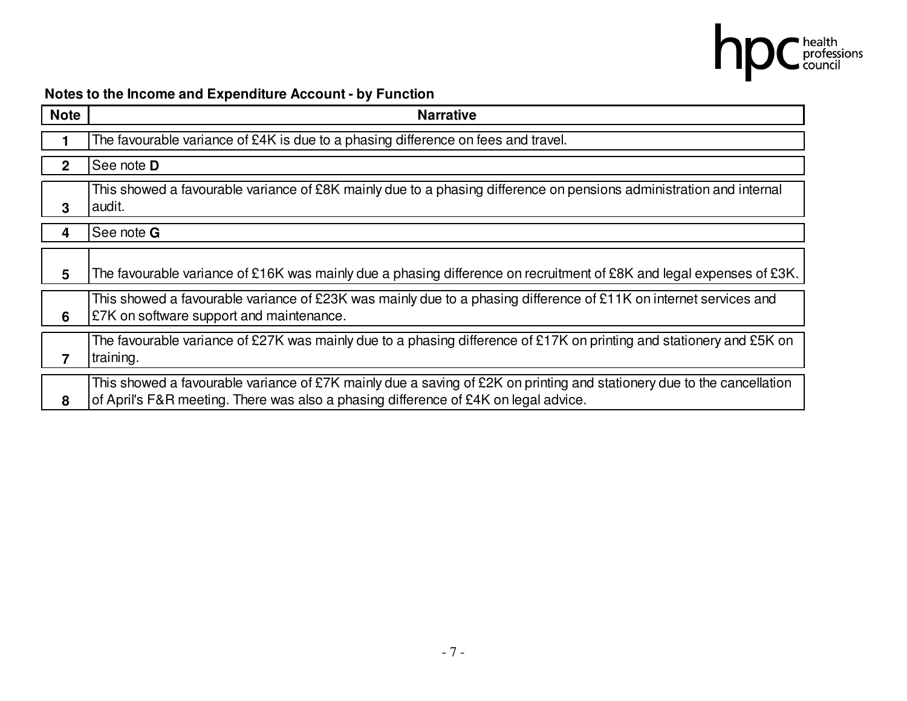**Notes to the Income and Expenditure Account - by Function**

| Note | Narrative |
|---|---|
| 1 | The favourable variance of £4K is due to a phasing difference on fees and travel. |
| 2 | See note **D** |
| 3 | This showed a favourable variance of £8K mainly due to a phasing difference on pensions administration and internal audit. |
| 4 | See note **G** |
| 5 | The favourable variance of £16K was mainly due a phasing difference on recruitment of £8K and legal expenses of £3K. |
| 6 | This showed a favourable variance of £23K was mainly due to a phasing difference of £11K on internet services and £7K on software support and maintenance. |
| 7 | The favourable variance of £27K was mainly due to a phasing difference of £17K on printing and stationery and £5K on training. |
| 8 | This showed a favourable variance of £7K mainly due a saving of £2K on printing and stationery due to the cancellation of April's F&R meeting. There was also a phasing difference of £4K on legal advice. |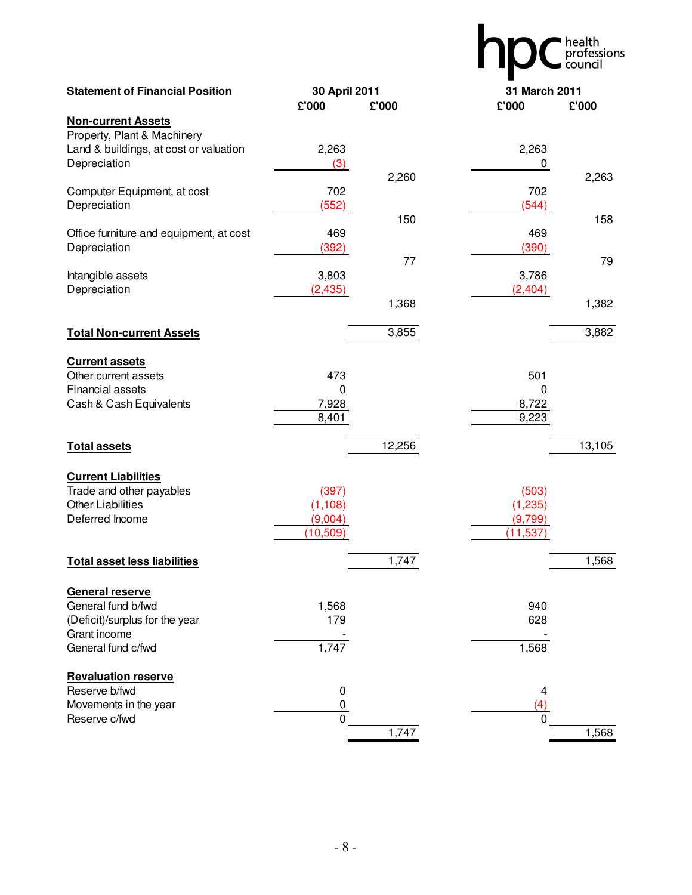health professions council

| Statement of Financial Position | 30 April 2011 | | 31 March 2011 | |
|---|---|---|---|---|
| | £'000 | £'000 | £'000 | £'000 |
| **Non-current Assets** | | | | |
| Property, Plant & Machinery | | | | |
| Land & buildings, at cost or valuation | 2,263 | | 2,263 | |
| Depreciation | (3) | | 0 | |
| | | 2,260 | | 2,263 |
| Computer Equipment, at cost | 702 | | 702 | |
| Depreciation | (552) | | (544) | |
| | | 150 | | 158 |
| Office furniture and equipment, at cost | 469 | | 469 | |
| Depreciation | (392) | | (390) | |
| | | 77 | | 79 |
| Intangible assets | 3,803 | | 3,786 | |
| Depreciation | (2,435) | | (2,404) | |
| | | 1,368 | | 1,382 |
| **Total Non-current Assets** | | 3,855 | | 3,882 |
| **Current assets** | | | | |
| Other current assets | 473 | | 501 | |
| Financial assets | 0 | | 0 | |
| Cash & Cash Equivalents | 7,928 | | 8,722 | |
| | 8,401 | | 9,223 | |
| **Total assets** | | 12,256 | | 13,105 |
| **Current Liabilities** | | | | |
| Trade and other payables | (397) | | (503) | |
| Other Liabilities | (1,108) | | (1,235) | |
| Deferred Income | (9,004) | | (9,799) | |
| | (10,509) | | (11,537) | |
| **Total asset less liabilities** | | 1,747 | | 1,568 |
| **General reserve** | | | | |
| General fund b/fwd | 1,568 | | 940 | |
| (Deficit)/surplus for the year | 179 | | 628 | |
| Grant income | - | | - | |
| General fund c/fwd | 1,747 | | 1,568 | |
| **Revaluation reserve** | | | | |
| Reserve b/fwd | 0 | | 4 | |
| Movements in the year | 0 | | (4) | |
| Reserve c/fwd | 0 | | 0 | |
| | | 1,747 | | 1,568 |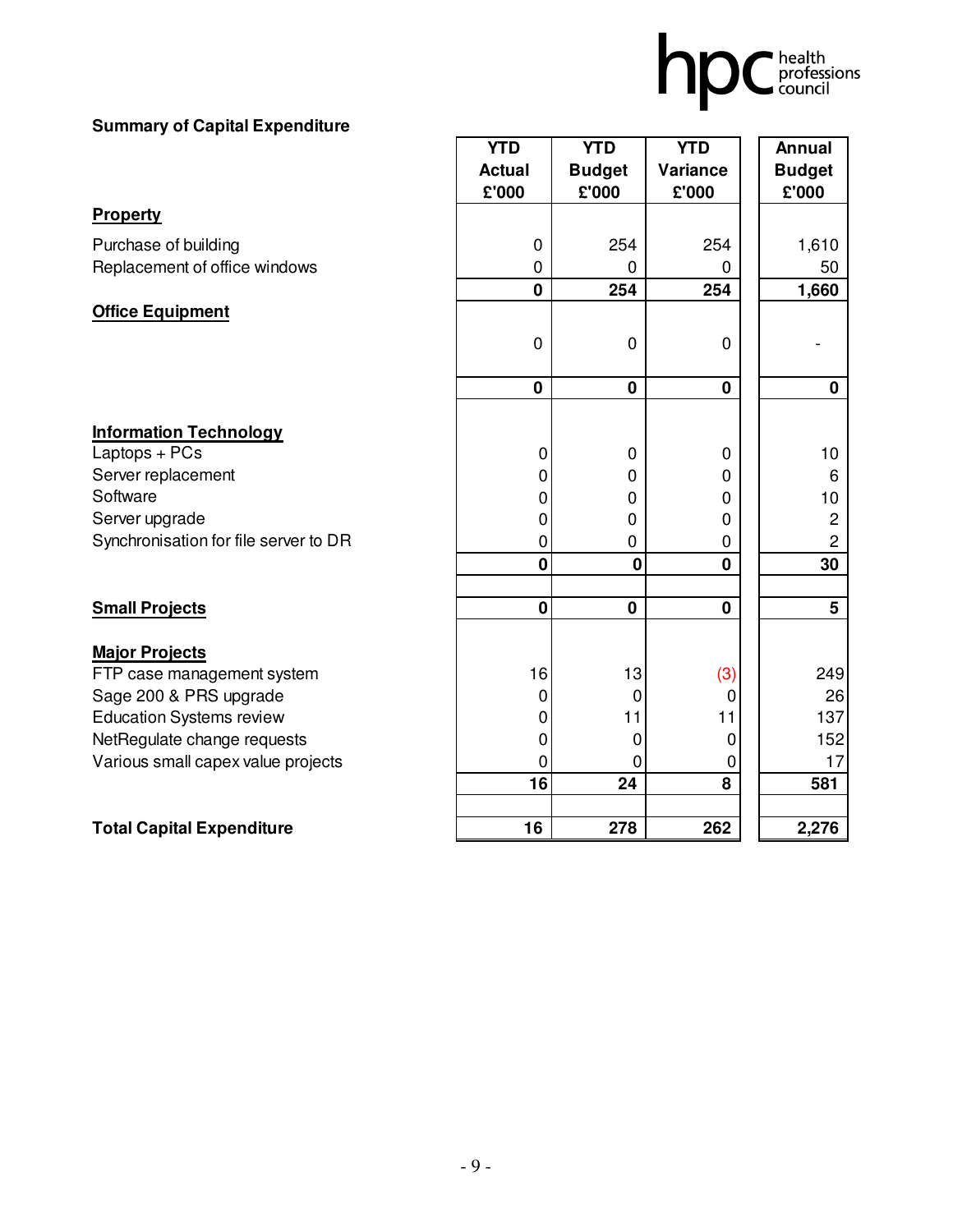**Summary of Capital Expenditure**

| | YTD Actual £'000 | YTD Budget £'000 | YTD Variance £'000 | Annual Budget £'000 |
|---|---|---|---|---|
| **Property** | | | | |
| Purchase of building | 0 | 254 | 254 | 1,610 |
| Replacement of office windows | 0 | 0 | 0 | 50 |
| | **0** | **254** | **254** | **1,660** |
| **Office Equipment** | | | | |
| | 0 | 0 | 0 | - |
| | **0** | **0** | **0** | **0** |
| **Information Technology** | | | | |
| Laptops + PCs | 0 | 0 | 0 | 10 |
| Server replacement | 0 | 0 | 0 | 6 |
| Software | 0 | 0 | 0 | 10 |
| Server upgrade | 0 | 0 | 0 | 2 |
| Synchronisation for file server to DR | 0 | 0 | 0 | 2 |
| | **0** | **0** | **0** | **30** |
| **Small Projects** | **0** | **0** | **0** | **5** |
| **Major Projects** | | | | |
| FTP case management system | 16 | 13 | (3) | 249 |
| Sage 200 & PRS upgrade | 0 | 0 | 0 | 26 |
| Education Systems review | 0 | 11 | 11 | 137 |
| NetRegulate change requests | 0 | 0 | 0 | 152 |
| Various small capex value projects | 0 | 0 | 0 | 17 |
| | **16** | **24** | **8** | **581** |
| **Total Capital Expenditure** | **16** | **278** | **262** | **2,276** |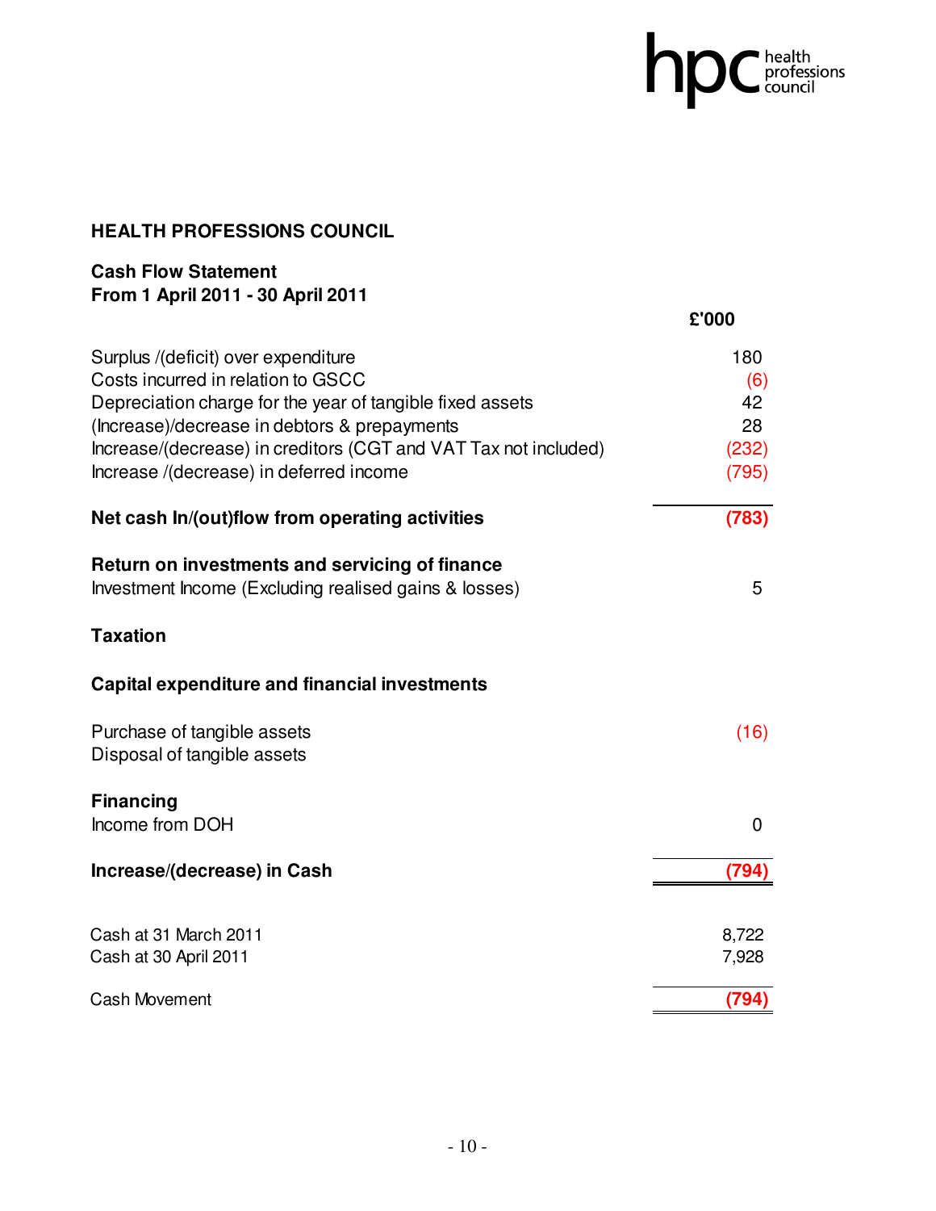## HEALTH PROFESSIONS COUNCIL

### Cash Flow Statement
### From 1 April 2011 - 30 April 2011

| | £'000 |
|---|---|
| Surplus /(deficit) over expenditure | 180 |
| Costs incurred in relation to GSCC | (6) |
| Depreciation charge for the year of tangible fixed assets | 42 |
| (Increase)/decrease in debtors & prepayments | 28 |
| Increase/(decrease) in creditors (CGT and VAT Tax not included) | (232) |
| Increase /(decrease) in deferred income | (795) |
| **Net cash In/(out)flow from operating activities** | **(783)** |
| **Return on investments and servicing of finance** | |
| Investment Income (Excluding realised gains & losses) | 5 |
| **Taxation** | |
| **Capital expenditure and financial investments** | |
| Purchase of tangible assets | (16) |
| Disposal of tangible assets | |
| **Financing** | |
| Income from DOH | 0 |
| **Increase/(decrease) in Cash** | **(794)** |
| | |
| Cash at 31 March 2011 | 8,722 |
| Cash at 30 April 2011 | 7,928 |
| Cash Movement | **(794)** |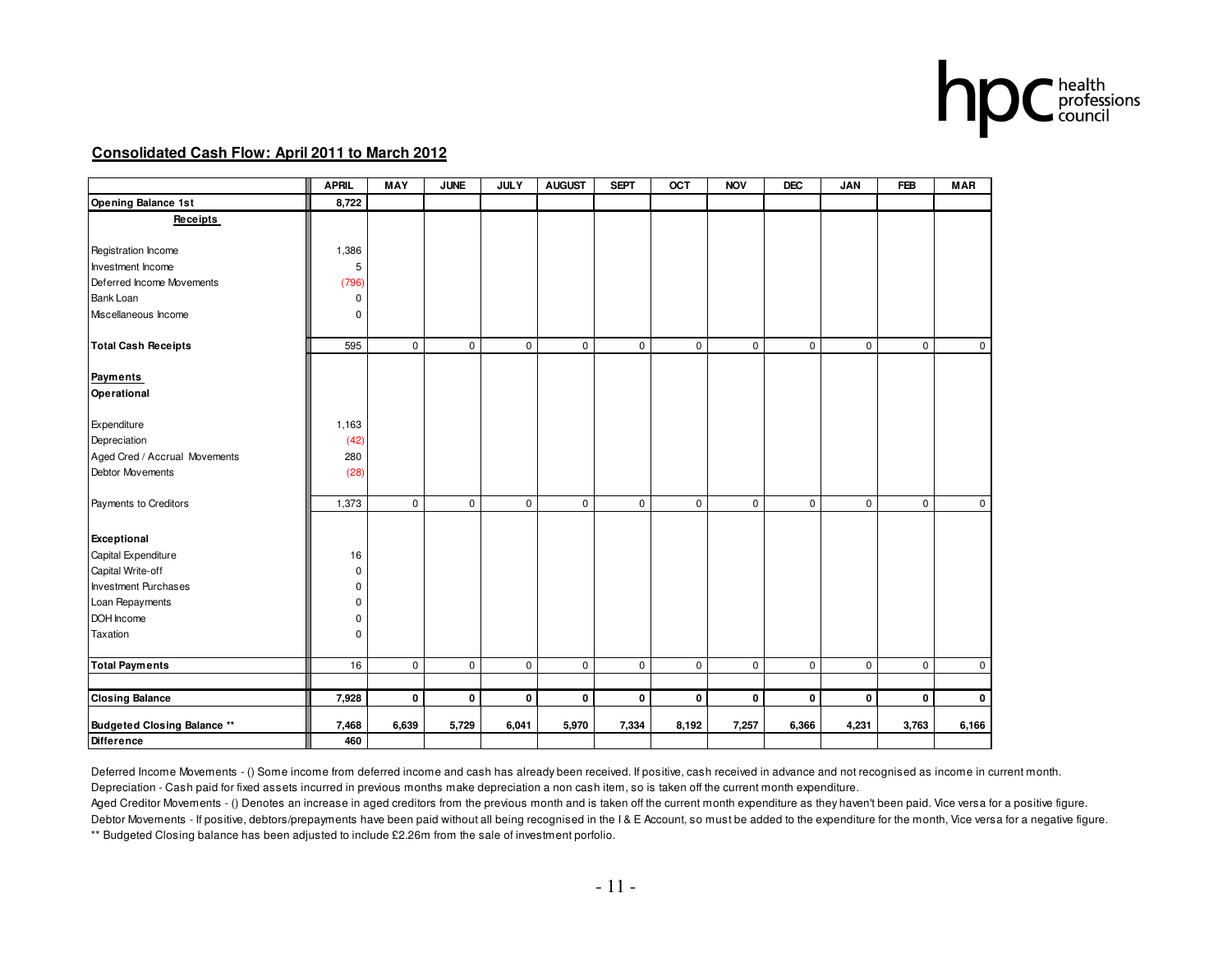## Consolidated Cash Flow: April 2011 to March 2012

| | APRIL | MAY | JUNE | JULY | AUGUST | SEPT | OCT | NOV | DEC | JAN | FEB | MAR |
|---|---|---|---|---|---|---|---|---|---|---|---|---|
| **Opening Balance 1st** | **8,722** | | | | | | | | | | | |
| **Receipts** | | | | | | | | | | | | |
| Registration Income | 1,386 | | | | | | | | | | | |
| Investment Income | 5 | | | | | | | | | | | |
| Deferred Income Movements | (796) | | | | | | | | | | | |
| Bank Loan | 0 | | | | | | | | | | | |
| Miscellaneous Income | 0 | | | | | | | | | | | |
| **Total Cash Receipts** | 595 | 0 | 0 | 0 | 0 | 0 | 0 | 0 | 0 | 0 | 0 | 0 |
| **Payments** | | | | | | | | | | | | |
| **Operational** | | | | | | | | | | | | |
| Expenditure | 1,163 | | | | | | | | | | | |
| Depreciation | (42) | | | | | | | | | | | |
| Aged Cred / Accrual Movements | 280 | | | | | | | | | | | |
| Debtor Movements | (28) | | | | | | | | | | | |
| Payments to Creditors | 1,373 | 0 | 0 | 0 | 0 | 0 | 0 | 0 | 0 | 0 | 0 | 0 |
| **Exceptional** | | | | | | | | | | | | |
| Capital Expenditure | 16 | | | | | | | | | | | |
| Capital Write-off | 0 | | | | | | | | | | | |
| Investment Purchases | 0 | | | | | | | | | | | |
| Loan Repayments | 0 | | | | | | | | | | | |
| DOH Income | 0 | | | | | | | | | | | |
| Taxation | 0 | | | | | | | | | | | |
| **Total Payments** | 16 | 0 | 0 | 0 | 0 | 0 | 0 | 0 | 0 | 0 | 0 | 0 |
| **Closing Balance** | **7,928** | **0** | **0** | **0** | **0** | **0** | **0** | **0** | **0** | **0** | **0** | **0** |
| **Budgeted Closing Balance \*\*** | **7,468** | **6,639** | **5,729** | **6,041** | **5,970** | **7,334** | **8,192** | **7,257** | **6,366** | **4,231** | **3,763** | **6,166** |
| **Difference** | **460** | | | | | | | | | | | |

Deferred Income Movements - () Some income from deferred income and cash has already been received. If positive, cash received in advance and not recognised as income in current month.

Depreciation - Cash paid for fixed assets incurred in previous months make depreciation a non cash item, so is taken off the current month expenditure.

Aged Creditor Movements - () Denotes an increase in aged creditors from the previous month and is taken off the current month expenditure as they haven't been paid. Vice versa for a positive figure.

Debtor Movements - If positive, debtors/prepayments have been paid without all being recognised in the I & E Account, so must be added to the expenditure for the month, Vice versa for a negative figure.

** Budgeted Closing balance has been adjusted to include £2.26m from the sale of investment porfolio.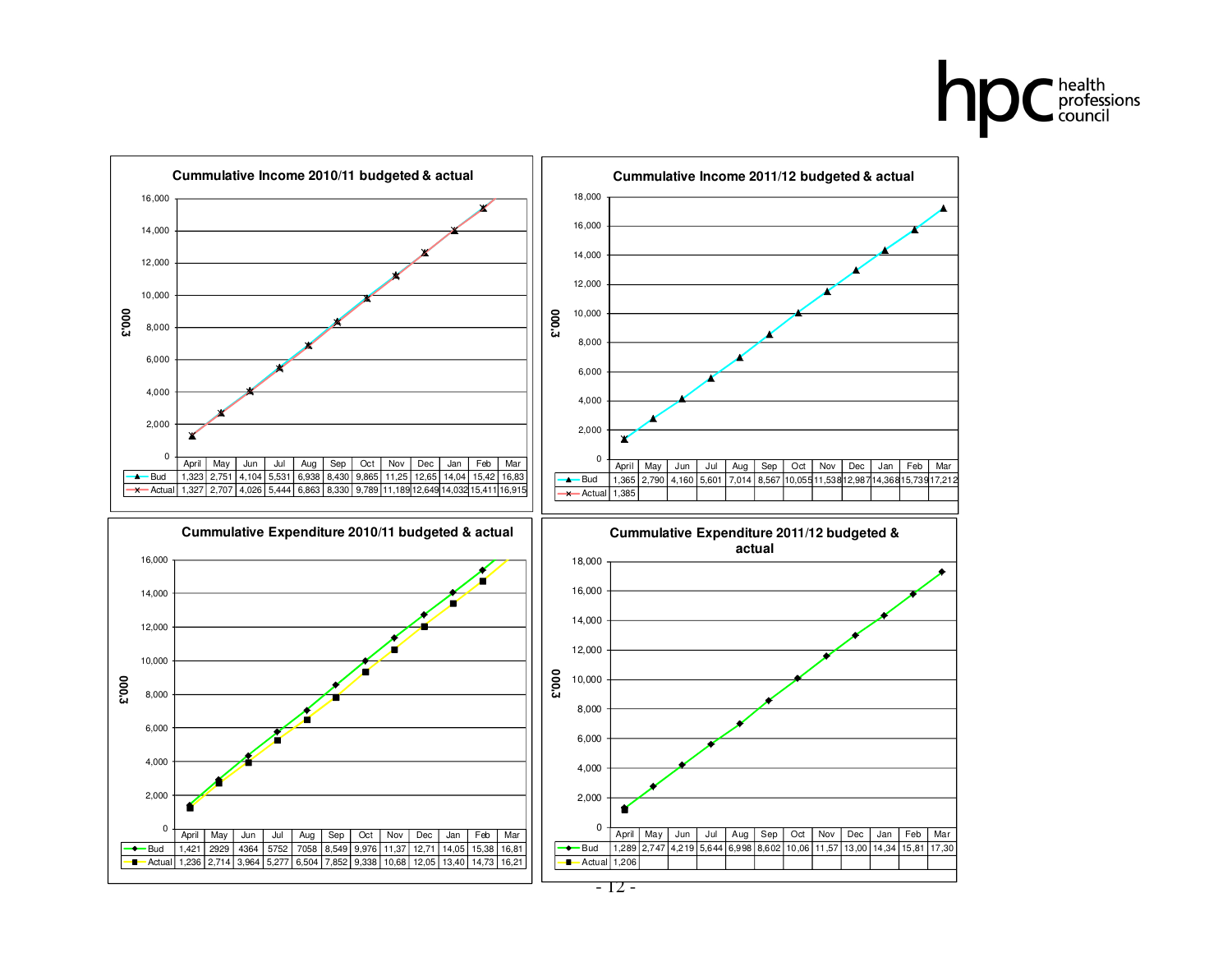Cummulative Income 2010/11 budgeted & actual

£'000

16,000
14,000
12,000
10,000
8,000
6,000
4,000
2,000
0

April May Jun Jul Aug Sep Oct Nov Dec Jan Feb Mar

Bud 1,323 2,751 4,104 5,531 6,938 8,430 9,865 11,25 12,65 14,04 15,42 16,83

Actual 1,327 2,707 4,026 5,444 6,863 8,330 9,789 11,189 12,649 14,032 15,411 16,915

Cummulative Income 2011/12 budgeted & actual

£'000

18,000
16,000
14,000
12,000
10,000
8,000
6,000
4,000
2,000
0

April May Jun Jul Aug Sep Oct Nov Dec Jan Feb Mar

Bud 1,365 2,790 4,160 5,601 7,014 8,567 10,055 11,538 12,987 14,368 15,739 17,212

Actual 1,385

Cummulative Expenditure 2010/11 budgeted & actual

£'000

16,000
14,000
12,000
10,000
8,000
6,000
4,000
2,000
0

April May Jun Jul Aug Sep Oct Nov Dec Jan Feb Mar

Bud 1,421 2929 4364 5752 7058 8,549 9,976 11,37 12,71 14,05 15,38 16,81

Actual 1,236 2,714 3,964 5,277 6,504 7,852 9,338 10,68 12,05 13,40 14,73 16,21

Cummulative Expenditure 2011/12 budgeted & actual

£'000

18,000
16,000
14,000
12,000
10,000
8,000
6,000
4,000
2,000
0

April May Jun Jul Aug Sep Oct Nov Dec Jan Feb Mar

Bud 1,289 2,747 4,219 5,644 6,998 8,602 10,06 11,57 13,00 14,34 15,81 17,30

Actual 1,206